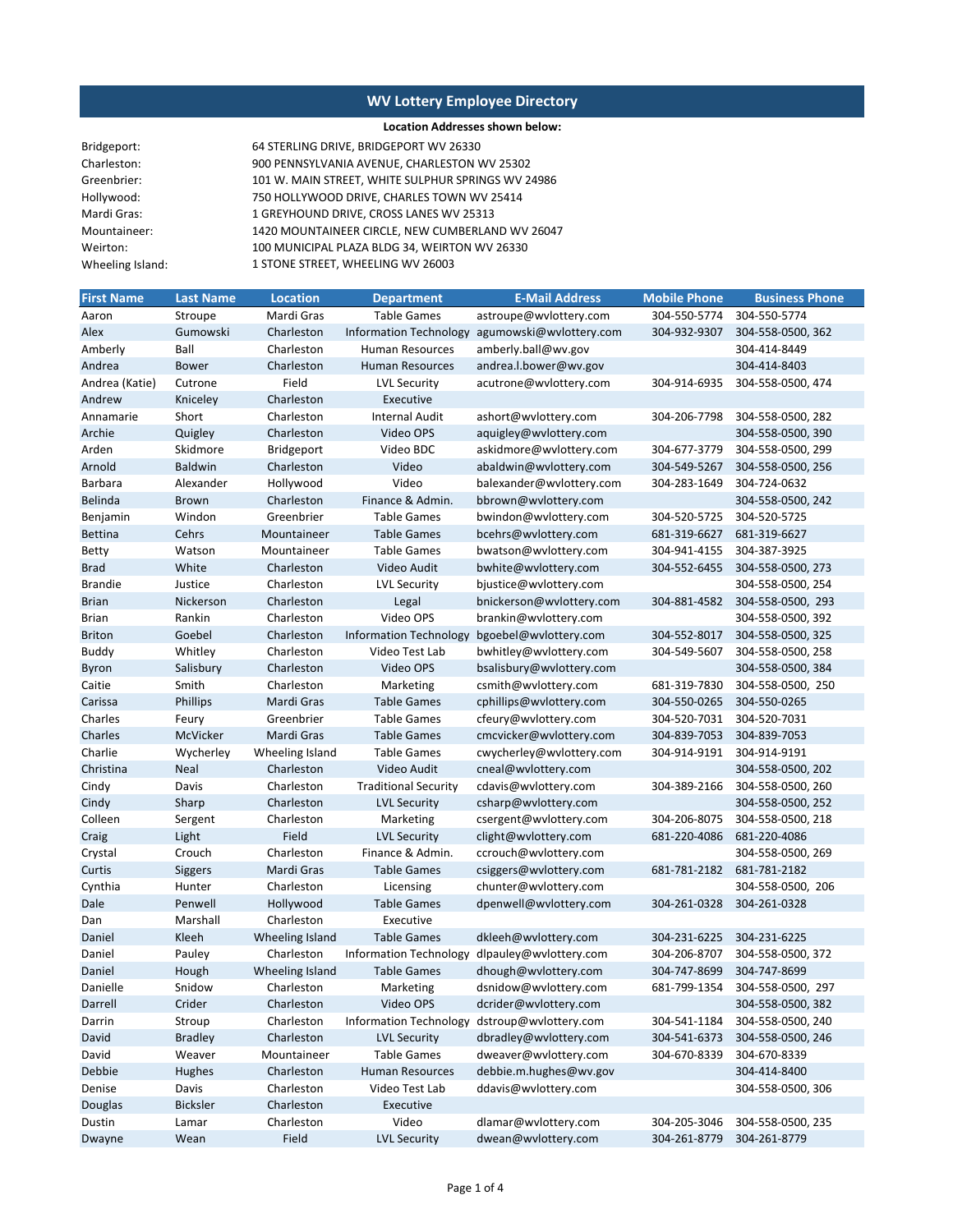# WV Lottery Employee Directory

**Location Addresses shown below:**

| | |
|---|---|
| Bridgeport: | 64 STERLING DRIVE, BRIDGEPORT WV 26330 |
| Charleston: | 900 PENNSYLVANIA AVENUE, CHARLESTON WV 25302 |
| Greenbrier: | 101 W. MAIN STREET, WHITE SULPHUR SPRINGS WV 24986 |
| Hollywood: | 750 HOLLYWOOD DRIVE, CHARLES TOWN WV 25414 |
| Mardi Gras: | 1 GREYHOUND DRIVE, CROSS LANES WV 25313 |
| Mountaineer: | 1420 MOUNTAINEER CIRCLE, NEW CUMBERLAND WV 26047 |
| Weirton: | 100 MUNICIPAL PLAZA BLDG 34, WEIRTON WV 26330 |
| Wheeling Island: | 1 STONE STREET, WHEELING WV 26003 |

| First Name | Last Name | Location | Department | E-Mail Address | Mobile Phone | Business Phone |
|---|---|---|---|---|---|---|
| Aaron | Stroupe | Mardi Gras | Table Games | astroupe@wvlottery.com | 304-550-5774 | 304-550-5774 |
| Alex | Gumowski | Charleston | Information Technology | agumowski@wvlottery.com | 304-932-9307 | 304-558-0500, 362 |
| Amberly | Ball | Charleston | Human Resources | amberly.ball@wv.gov | | 304-414-8449 |
| Andrea | Bower | Charleston | Human Resources | andrea.l.bower@wv.gov | | 304-414-8403 |
| Andrea (Katie) | Cutrone | Field | LVL Security | acutrone@wvlottery.com | 304-914-6935 | 304-558-0500, 474 |
| Andrew | Kniceley | Charleston | Executive | | | |
| Annamarie | Short | Charleston | Internal Audit | ashort@wvlottery.com | 304-206-7798 | 304-558-0500, 282 |
| Archie | Quigley | Charleston | Video OPS | aquigley@wvlottery.com | | 304-558-0500, 390 |
| Arden | Skidmore | Bridgeport | Video BDC | askidmore@wvlottery.com | 304-677-3779 | 304-558-0500, 299 |
| Arnold | Baldwin | Charleston | Video | abaldwin@wvlottery.com | 304-549-5267 | 304-558-0500, 256 |
| Barbara | Alexander | Hollywood | Video | balexander@wvlottery.com | 304-283-1649 | 304-724-0632 |
| Belinda | Brown | Charleston | Finance & Admin. | bbrown@wvlottery.com | | 304-558-0500, 242 |
| Benjamin | Windon | Greenbrier | Table Games | bwindon@wvlottery.com | 304-520-5725 | 304-520-5725 |
| Bettina | Cehrs | Mountaineer | Table Games | bcehrs@wvlottery.com | 681-319-6627 | 681-319-6627 |
| Betty | Watson | Mountaineer | Table Games | bwatson@wvlottery.com | 304-941-4155 | 304-387-3925 |
| Brad | White | Charleston | Video Audit | bwhite@wvlottery.com | 304-552-6455 | 304-558-0500, 273 |
| Brandie | Justice | Charleston | LVL Security | bjustice@wvlottery.com | | 304-558-0500, 254 |
| Brian | Nickerson | Charleston | Legal | bnickerson@wvlottery.com | 304-881-4582 | 304-558-0500, 293 |
| Brian | Rankin | Charleston | Video OPS | brankin@wvlottery.com | | 304-558-0500, 392 |
| Briton | Goebel | Charleston | Information Technology | bgoebel@wvlottery.com | 304-552-8017 | 304-558-0500, 325 |
| Buddy | Whitley | Charleston | Video Test Lab | bwhitley@wvlottery.com | 304-549-5607 | 304-558-0500, 258 |
| Byron | Salisbury | Charleston | Video OPS | bsalisbury@wvlottery.com | | 304-558-0500, 384 |
| Caitie | Smith | Charleston | Marketing | csmith@wvlottery.com | 681-319-7830 | 304-558-0500, 250 |
| Carissa | Phillips | Mardi Gras | Table Games | cphillips@wvlottery.com | 304-550-0265 | 304-550-0265 |
| Charles | Feury | Greenbrier | Table Games | cfeury@wvlottery.com | 304-520-7031 | 304-520-7031 |
| Charles | McVicker | Mardi Gras | Table Games | cmcvicker@wvlottery.com | 304-839-7053 | 304-839-7053 |
| Charlie | Wycherley | Wheeling Island | Table Games | cwycherley@wvlottery.com | 304-914-9191 | 304-914-9191 |
| Christina | Neal | Charleston | Video Audit | cneal@wvlottery.com | | 304-558-0500, 202 |
| Cindy | Davis | Charleston | Traditional Security | cdavis@wvlottery.com | 304-389-2166 | 304-558-0500, 260 |
| Cindy | Sharp | Charleston | LVL Security | csharp@wvlottery.com | | 304-558-0500, 252 |
| Colleen | Sergent | Charleston | Marketing | csergent@wvlottery.com | 304-206-8075 | 304-558-0500, 218 |
| Craig | Light | Field | LVL Security | clight@wvlottery.com | 681-220-4086 | 681-220-4086 |
| Crystal | Crouch | Charleston | Finance & Admin. | ccrouch@wvlottery.com | | 304-558-0500, 269 |
| Curtis | Siggers | Mardi Gras | Table Games | csiggers@wvlottery.com | 681-781-2182 | 681-781-2182 |
| Cynthia | Hunter | Charleston | Licensing | chunter@wvlottery.com | | 304-558-0500, 206 |
| Dale | Penwell | Hollywood | Table Games | dpenwell@wvlottery.com | 304-261-0328 | 304-261-0328 |
| Dan | Marshall | Charleston | Executive | | | |
| Daniel | Kleeh | Wheeling Island | Table Games | dkleeh@wvlottery.com | 304-231-6225 | 304-231-6225 |
| Daniel | Pauley | Charleston | Information Technology | dlpauley@wvlottery.com | 304-206-8707 | 304-558-0500, 372 |
| Daniel | Hough | Wheeling Island | Table Games | dhough@wvlottery.com | 304-747-8699 | 304-747-8699 |
| Danielle | Snidow | Charleston | Marketing | dsnidow@wvlottery.com | 681-799-1354 | 304-558-0500, 297 |
| Darrell | Crider | Charleston | Video OPS | dcrider@wvlottery.com | | 304-558-0500, 382 |
| Darrin | Stroup | Charleston | Information Technology | dstroup@wvlottery.com | 304-541-1184 | 304-558-0500, 240 |
| David | Bradley | Charleston | LVL Security | dbradley@wvlottery.com | 304-541-6373 | 304-558-0500, 246 |
| David | Weaver | Mountaineer | Table Games | dweaver@wvlottery.com | 304-670-8339 | 304-670-8339 |
| Debbie | Hughes | Charleston | Human Resources | debbie.m.hughes@wv.gov | | 304-414-8400 |
| Denise | Davis | Charleston | Video Test Lab | ddavis@wvlottery.com | | 304-558-0500, 306 |
| Douglas | Bicksler | Charleston | Executive | | | |
| Dustin | Lamar | Charleston | Video | dlamar@wvlottery.com | 304-205-3046 | 304-558-0500, 235 |
| Dwayne | Wean | Field | LVL Security | dwean@wvlottery.com | 304-261-8779 | 304-261-8779 |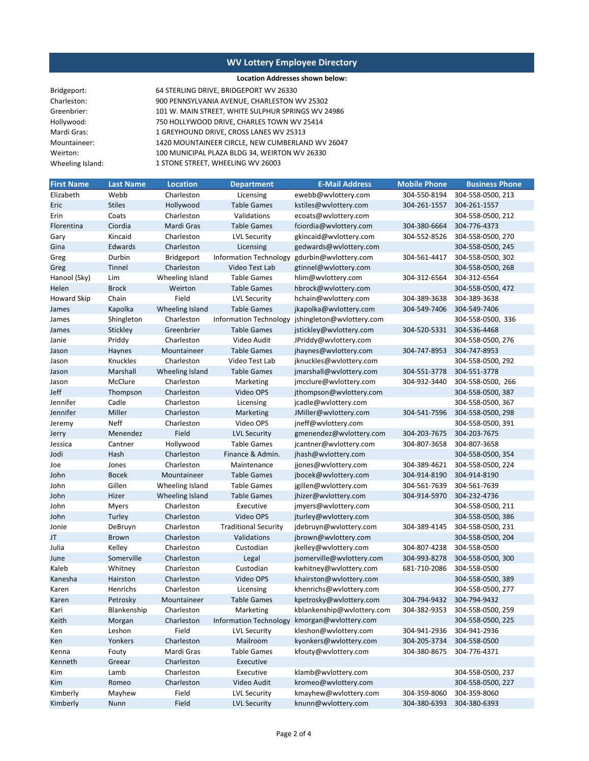# WV Lottery Employee Directory

**Location Addresses shown below:**

| | |
|---|---|
| Bridgeport: | 64 STERLING DRIVE, BRIDGEPORT WV 26330 |
| Charleston: | 900 PENNSYLVANIA AVENUE, CHARLESTON WV 25302 |
| Greenbrier: | 101 W. MAIN STREET, WHITE SULPHUR SPRINGS WV 24986 |
| Hollywood: | 750 HOLLYWOOD DRIVE, CHARLES TOWN WV 25414 |
| Mardi Gras: | 1 GREYHOUND DRIVE, CROSS LANES WV 25313 |
| Mountaineer: | 1420 MOUNTAINEER CIRCLE, NEW CUMBERLAND WV 26047 |
| Weirton: | 100 MUNICIPAL PLAZA BLDG 34, WEIRTON WV 26330 |
| Wheeling Island: | 1 STONE STREET, WHEELING WV 26003 |

| First Name | Last Name | Location | Department | E-Mail Address | Mobile Phone | Business Phone |
|---|---|---|---|---|---|---|
| Elizabeth | Webb | Charleston | Licensing | ewebb@wvlottery.com | 304-550-8194 | 304-558-0500, 213 |
| Eric | Stiles | Hollywood | Table Games | kstiles@wvlottery.com | 304-261-1557 | 304-261-1557 |
| Erin | Coats | Charleston | Validations | ecoats@wvlottery.com | | 304-558-0500, 212 |
| Florentina | Ciordia | Mardi Gras | Table Games | fciordia@wvlottery.com | 304-380-6664 | 304-776-4373 |
| Gary | Kincaid | Charleston | LVL Security | gkincaid@wvlottery.com | 304-552-8526 | 304-558-0500, 270 |
| Gina | Edwards | Charleston | Licensing | gedwards@wvlottery.com | | 304-558-0500, 245 |
| Greg | Durbin | Bridgeport | Information Technology | gdurbin@wvlottery.com | 304-561-4417 | 304-558-0500, 302 |
| Greg | Tinnel | Charleston | Video Test Lab | gtinnel@wvlottery.com | | 304-558-0500, 268 |
| Hanool (Sky) | Lim | Wheeling Island | Table Games | hlim@wvlottery.com | 304-312-6564 | 304-312-6564 |
| Helen | Brock | Weirton | Table Games | hbrock@wvlottery.com | | 304-558-0500, 472 |
| Howard Skip | Chain | Field | LVL Security | hchain@wvlottery.com | 304-389-3638 | 304-389-3638 |
| James | Kapolka | Wheeling Island | Table Games | jkapolka@wvlottery.com | 304-549-7406 | 304-549-7406 |
| James | Shingleton | Charleston | Information Technology | jshingleton@wvlottery.com | | 304-558-0500, 336 |
| James | Stickley | Greenbrier | Table Games | jstickley@wvlottery.com | 304-520-5331 | 304-536-4468 |
| Janie | Priddy | Charleston | Video Audit | JPriddy@wvlottery.com | | 304-558-0500, 276 |
| Jason | Haynes | Mountaineer | Table Games | jhaynes@wvlottery.com | 304-747-8953 | 304-747-8953 |
| Jason | Knuckles | Charleston | Video Test Lab | jknuckles@wvlottery.com | | 304-558-0500, 292 |
| Jason | Marshall | Wheeling Island | Table Games | jmarshall@wvlottery.com | 304-551-3778 | 304-551-3778 |
| Jason | McClure | Charleston | Marketing | jmcclure@wvlottery.com | 304-932-3440 | 304-558-0500, 266 |
| Jeff | Thompson | Charleston | Video OPS | jthompson@wvlottery.com | | 304-558-0500, 387 |
| Jennifer | Cadle | Charleston | Licensing | jcadle@wvlottery.com | | 304-558-0500, 367 |
| Jennifer | Miller | Charleston | Marketing | JMiller@wvlottery.com | 304-541-7596 | 304-558-0500, 298 |
| Jeremy | Neff | Charleston | Video OPS | jneff@wvlottery.com | | 304-558-0500, 391 |
| Jerry | Menendez | Field | LVL Security | gmenendez@wvlottery.com | 304-203-7675 | 304-203-7675 |
| Jessica | Cantner | Hollywood | Table Games | jcantner@wvlottery.com | 304-807-3658 | 304-807-3658 |
| Jodi | Hash | Charleston | Finance & Admin. | jhash@wvlottery.com | | 304-558-0500, 354 |
| Joe | Jones | Charleston | Maintenance | jjones@wvlottery.com | 304-389-4621 | 304-558-0500, 224 |
| John | Bocek | Mountaineer | Table Games | jbocek@wvlottery.com | 304-914-8190 | 304-914-8190 |
| John | Gillen | Wheeling Island | Table Games | jgillen@wvlottery.com | 304-561-7639 | 304-561-7639 |
| John | Hizer | Wheeling Island | Table Games | jhizer@wvlottery.com | 304-914-5970 | 304-232-4736 |
| John | Myers | Charleston | Executive | jmyers@wvlottery.com | | 304-558-0500, 211 |
| John | Turley | Charleston | Video OPS | jturley@wvlottery.com | | 304-558-0500, 386 |
| Jonie | DeBruyn | Charleston | Traditional Security | jdebruyn@wvlottery.com | 304-389-4145 | 304-558-0500, 231 |
| JT | Brown | Charleston | Validations | jbrown@wvlottery.com | | 304-558-0500, 204 |
| Julia | Kelley | Charleston | Custodian | jkelley@wvlottery.com | 304-807-4238 | 304-558-0500 |
| June | Somerville | Charleston | Legal | jsomerville@wvlottery.com | 304-993-8278 | 304-558-0500, 300 |
| Kaleb | Whitney | Charleston | Custodian | kwhitney@wvlottery.com | 681-710-2086 | 304-558-0500 |
| Kanesha | Hairston | Charleston | Video OPS | khairston@wvlottery.com | | 304-558-0500, 389 |
| Karen | Henrichs | Charleston | Licensing | khenrichs@wvlottery.com | | 304-558-0500, 277 |
| Karen | Petrosky | Mountaineer | Table Games | kpetrosky@wvlottery.com | 304-794-9432 | 304-794-9432 |
| Kari | Blankenship | Charleston | Marketing | kblankenship@wvlottery.com | 304-382-9353 | 304-558-0500, 259 |
| Keith | Morgan | Charleston | Information Technology | kmorgan@wvlottery.com | | 304-558-0500, 225 |
| Ken | Leshon | Field | LVL Security | kleshon@wvlottery.com | 304-941-2936 | 304-941-2936 |
| Ken | Yonkers | Charleston | Mailroom | kyonkers@wvlottery.com | 304-205-3734 | 304-558-0500 |
| Kenna | Fouty | Mardi Gras | Table Games | kfouty@wvlottery.com | 304-380-8675 | 304-776-4371 |
| Kenneth | Greear | Charleston | Executive | | | |
| Kim | Lamb | Charleston | Executive | klamb@wvlottery.com | | 304-558-0500, 237 |
| Kim | Romeo | Charleston | Video Audit | kromeo@wvlottery.com | | 304-558-0500, 227 |
| Kimberly | Mayhew | Field | LVL Security | kmayhew@wvlottery.com | 304-359-8060 | 304-359-8060 |
| Kimberly | Nunn | Field | LVL Security | knunn@wvlottery.com | 304-380-6393 | 304-380-6393 |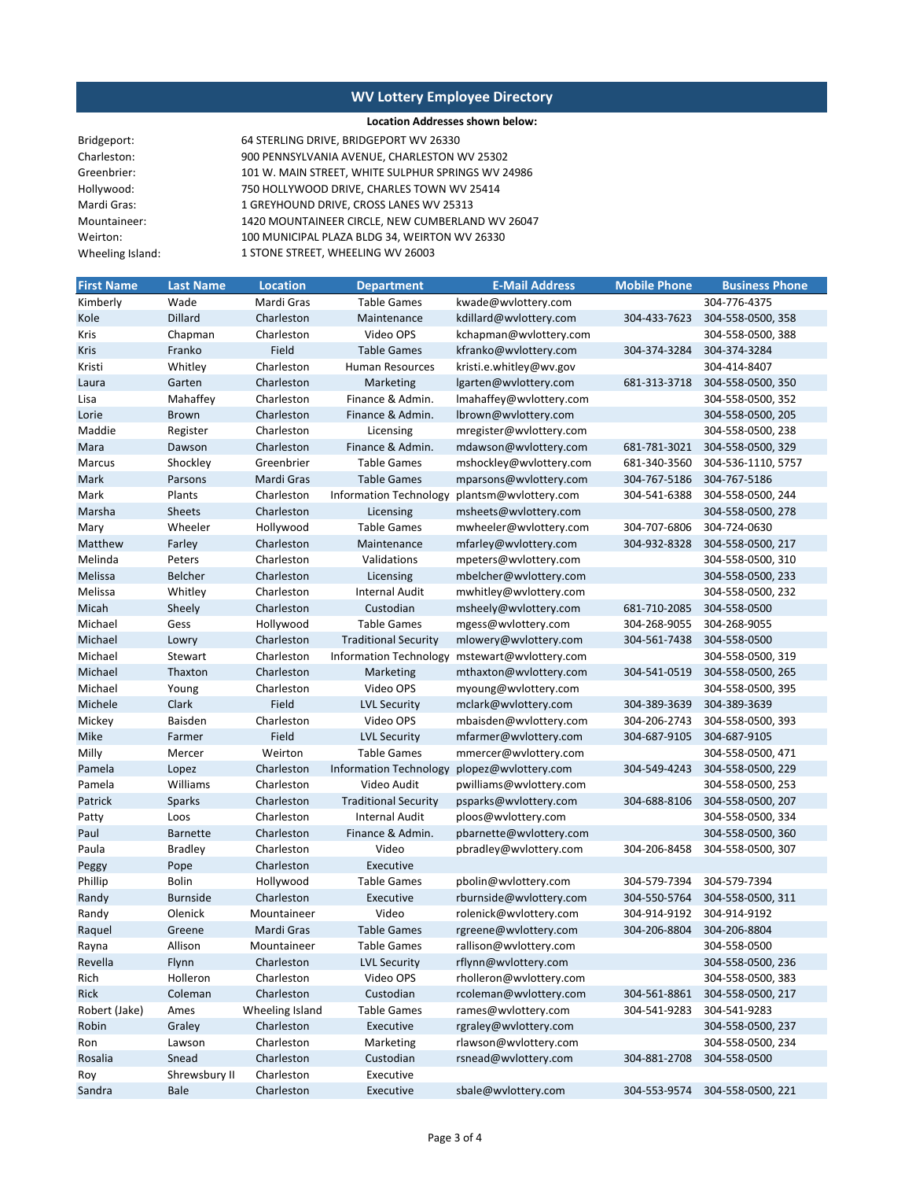# WV Lottery Employee Directory

**Location Addresses shown below:**

| | |
|---|---|
| Bridgeport: | 64 STERLING DRIVE, BRIDGEPORT WV 26330 |
| Charleston: | 900 PENNSYLVANIA AVENUE, CHARLESTON WV 25302 |
| Greenbrier: | 101 W. MAIN STREET, WHITE SULPHUR SPRINGS WV 24986 |
| Hollywood: | 750 HOLLYWOOD DRIVE, CHARLES TOWN WV 25414 |
| Mardi Gras: | 1 GREYHOUND DRIVE, CROSS LANES WV 25313 |
| Mountaineer: | 1420 MOUNTAINEER CIRCLE, NEW CUMBERLAND WV 26047 |
| Weirton: | 100 MUNICIPAL PLAZA BLDG 34, WEIRTON WV 26330 |
| Wheeling Island: | 1 STONE STREET, WHEELING WV 26003 |

| First Name | Last Name | Location | Department | E-Mail Address | Mobile Phone | Business Phone |
|---|---|---|---|---|---|---|
| Kimberly | Wade | Mardi Gras | Table Games | kwade@wvlottery.com | | 304-776-4375 |
| Kole | Dillard | Charleston | Maintenance | kdillard@wvlottery.com | 304-433-7623 | 304-558-0500, 358 |
| Kris | Chapman | Charleston | Video OPS | kchapman@wvlottery.com | | 304-558-0500, 388 |
| Kris | Franko | Field | Table Games | kfranko@wvlottery.com | 304-374-3284 | 304-374-3284 |
| Kristi | Whitley | Charleston | Human Resources | kristi.e.whitley@wv.gov | | 304-414-8407 |
| Laura | Garten | Charleston | Marketing | lgarten@wvlottery.com | 681-313-3718 | 304-558-0500, 350 |
| Lisa | Mahaffey | Charleston | Finance & Admin. | lmahaffey@wvlottery.com | | 304-558-0500, 352 |
| Lorie | Brown | Charleston | Finance & Admin. | lbrown@wvlottery.com | | 304-558-0500, 205 |
| Maddie | Register | Charleston | Licensing | mregister@wvlottery.com | | 304-558-0500, 238 |
| Mara | Dawson | Charleston | Finance & Admin. | mdawson@wvlottery.com | 681-781-3021 | 304-558-0500, 329 |
| Marcus | Shockley | Greenbrier | Table Games | mshockley@wvlottery.com | 681-340-3560 | 304-536-1110, 5757 |
| Mark | Parsons | Mardi Gras | Table Games | mparsons@wvlottery.com | 304-767-5186 | 304-767-5186 |
| Mark | Plants | Charleston | Information Technology | plantsm@wvlottery.com | 304-541-6388 | 304-558-0500, 244 |
| Marsha | Sheets | Charleston | Licensing | msheets@wvlottery.com | | 304-558-0500, 278 |
| Mary | Wheeler | Hollywood | Table Games | mwheeler@wvlottery.com | 304-707-6806 | 304-724-0630 |
| Matthew | Farley | Charleston | Maintenance | mfarley@wvlottery.com | 304-932-8328 | 304-558-0500, 217 |
| Melinda | Peters | Charleston | Validations | mpeters@wvlottery.com | | 304-558-0500, 310 |
| Melissa | Belcher | Charleston | Licensing | mbelcher@wvlottery.com | | 304-558-0500, 233 |
| Melissa | Whitley | Charleston | Internal Audit | mwhitley@wvlottery.com | | 304-558-0500, 232 |
| Micah | Sheely | Charleston | Custodian | msheely@wvlottery.com | 681-710-2085 | 304-558-0500 |
| Michael | Gess | Hollywood | Table Games | mgess@wvlottery.com | 304-268-9055 | 304-268-9055 |
| Michael | Lowry | Charleston | Traditional Security | mlowery@wvlottery.com | 304-561-7438 | 304-558-0500 |
| Michael | Stewart | Charleston | Information Technology | mstewart@wvlottery.com | | 304-558-0500, 319 |
| Michael | Thaxton | Charleston | Marketing | mthaxton@wvlottery.com | 304-541-0519 | 304-558-0500, 265 |
| Michael | Young | Charleston | Video OPS | myoung@wvlottery.com | | 304-558-0500, 395 |
| Michele | Clark | Field | LVL Security | mclark@wvlottery.com | 304-389-3639 | 304-389-3639 |
| Mickey | Baisden | Charleston | Video OPS | mbaisden@wvlottery.com | 304-206-2743 | 304-558-0500, 393 |
| Mike | Farmer | Field | LVL Security | mfarmer@wvlottery.com | 304-687-9105 | 304-687-9105 |
| Milly | Mercer | Weirton | Table Games | mmercer@wvlottery.com | | 304-558-0500, 471 |
| Pamela | Lopez | Charleston | Information Technology | plopez@wvlottery.com | 304-549-4243 | 304-558-0500, 229 |
| Pamela | Williams | Charleston | Video Audit | pwilliams@wvlottery.com | | 304-558-0500, 253 |
| Patrick | Sparks | Charleston | Traditional Security | psparks@wvlottery.com | 304-688-8106 | 304-558-0500, 207 |
| Patty | Loos | Charleston | Internal Audit | ploos@wvlottery.com | | 304-558-0500, 334 |
| Paul | Barnette | Charleston | Finance & Admin. | pbarnette@wvlottery.com | | 304-558-0500, 360 |
| Paula | Bradley | Charleston | Video | pbradley@wvlottery.com | 304-206-8458 | 304-558-0500, 307 |
| Peggy | Pope | Charleston | Executive | | | |
| Phillip | Bolin | Hollywood | Table Games | pbolin@wvlottery.com | 304-579-7394 | 304-579-7394 |
| Randy | Burnside | Charleston | Executive | rburnside@wvlottery.com | 304-550-5764 | 304-558-0500, 311 |
| Randy | Olenick | Mountaineer | Video | rolenick@wvlottery.com | 304-914-9192 | 304-914-9192 |
| Raquel | Greene | Mardi Gras | Table Games | rgreene@wvlottery.com | 304-206-8804 | 304-206-8804 |
| Rayna | Allison | Mountaineer | Table Games | rallison@wvlottery.com | | 304-558-0500 |
| Revella | Flynn | Charleston | LVL Security | rflynn@wvlottery.com | | 304-558-0500, 236 |
| Rich | Holleron | Charleston | Video OPS | rholleron@wvlottery.com | | 304-558-0500, 383 |
| Rick | Coleman | Charleston | Custodian | rcoleman@wvlottery.com | 304-561-8861 | 304-558-0500, 217 |
| Robert (Jake) | Ames | Wheeling Island | Table Games | rames@wvlottery.com | 304-541-9283 | 304-541-9283 |
| Robin | Graley | Charleston | Executive | rgraley@wvlottery.com | | 304-558-0500, 237 |
| Ron | Lawson | Charleston | Marketing | rlawson@wvlottery.com | | 304-558-0500, 234 |
| Rosalia | Snead | Charleston | Custodian | rsnead@wvlottery.com | 304-881-2708 | 304-558-0500 |
| Roy | Shrewsbury II | Charleston | Executive | | | |
| Sandra | Bale | Charleston | Executive | sbale@wvlottery.com | 304-553-9574 | 304-558-0500, 221 |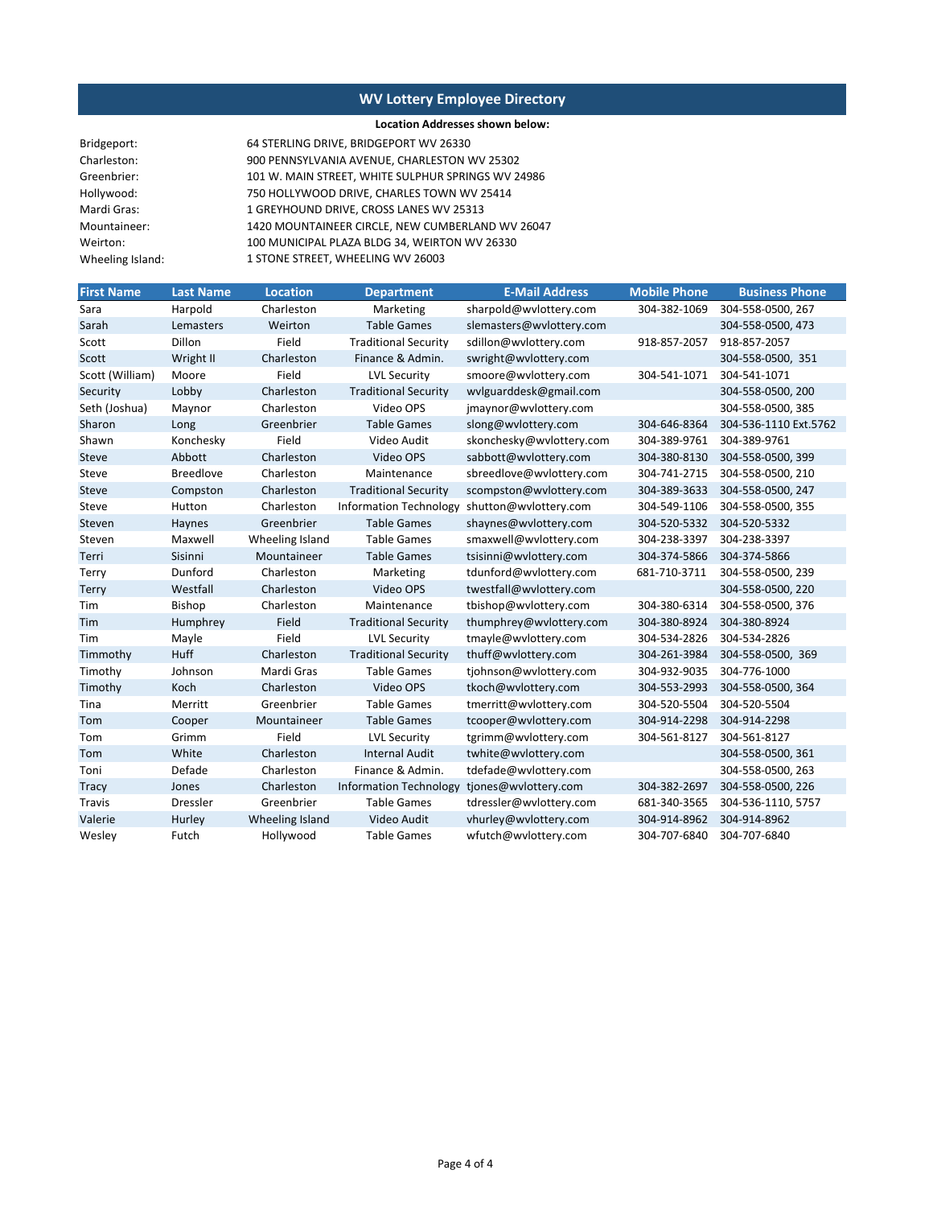# WV Lottery Employee Directory

**Location Addresses shown below:**

| | |
|---|---|
| Bridgeport: | 64 STERLING DRIVE, BRIDGEPORT WV 26330 |
| Charleston: | 900 PENNSYLVANIA AVENUE, CHARLESTON WV 25302 |
| Greenbrier: | 101 W. MAIN STREET, WHITE SULPHUR SPRINGS WV 24986 |
| Hollywood: | 750 HOLLYWOOD DRIVE, CHARLES TOWN WV 25414 |
| Mardi Gras: | 1 GREYHOUND DRIVE, CROSS LANES WV 25313 |
| Mountaineer: | 1420 MOUNTAINEER CIRCLE, NEW CUMBERLAND WV 26047 |
| Weirton: | 100 MUNICIPAL PLAZA BLDG 34, WEIRTON WV 26330 |
| Wheeling Island: | 1 STONE STREET, WHEELING WV 26003 |

| First Name | Last Name | Location | Department | E-Mail Address | Mobile Phone | Business Phone |
|---|---|---|---|---|---|---|
| Sara | Harpold | Charleston | Marketing | sharpold@wvlottery.com | 304-382-1069 | 304-558-0500, 267 |
| Sarah | Lemasters | Weirton | Table Games | slemasters@wvlottery.com | | 304-558-0500, 473 |
| Scott | Dillon | Field | Traditional Security | sdillon@wvlottery.com | 918-857-2057 | 918-857-2057 |
| Scott | Wright II | Charleston | Finance & Admin. | swright@wvlottery.com | | 304-558-0500, 351 |
| Scott (William) | Moore | Field | LVL Security | smoore@wvlottery.com | 304-541-1071 | 304-541-1071 |
| Security | Lobby | Charleston | Traditional Security | wvlguarddesk@gmail.com | | 304-558-0500, 200 |
| Seth (Joshua) | Maynor | Charleston | Video OPS | jmaynor@wvlottery.com | | 304-558-0500, 385 |
| Sharon | Long | Greenbrier | Table Games | slong@wvlottery.com | 304-646-8364 | 304-536-1110 Ext.5762 |
| Shawn | Konchesky | Field | Video Audit | skonchesky@wvlottery.com | 304-389-9761 | 304-389-9761 |
| Steve | Abbott | Charleston | Video OPS | sabbott@wvlottery.com | 304-380-8130 | 304-558-0500, 399 |
| Steve | Breedlove | Charleston | Maintenance | sbreedlove@wvlottery.com | 304-741-2715 | 304-558-0500, 210 |
| Steve | Compston | Charleston | Traditional Security | scompston@wvlottery.com | 304-389-3633 | 304-558-0500, 247 |
| Steve | Hutton | Charleston | Information Technology | shutton@wvlottery.com | 304-549-1106 | 304-558-0500, 355 |
| Steven | Haynes | Greenbrier | Table Games | shaynes@wvlottery.com | 304-520-5332 | 304-520-5332 |
| Steven | Maxwell | Wheeling Island | Table Games | smaxwell@wvlottery.com | 304-238-3397 | 304-238-3397 |
| Terri | Sisinni | Mountaineer | Table Games | tsisinni@wvlottery.com | 304-374-5866 | 304-374-5866 |
| Terry | Dunford | Charleston | Marketing | tdunford@wvlottery.com | 681-710-3711 | 304-558-0500, 239 |
| Terry | Westfall | Charleston | Video OPS | twestfall@wvlottery.com | | 304-558-0500, 220 |
| Tim | Bishop | Charleston | Maintenance | tbishop@wvlottery.com | 304-380-6314 | 304-558-0500, 376 |
| Tim | Humphrey | Field | Traditional Security | thumphrey@wvlottery.com | 304-380-8924 | 304-380-8924 |
| Tim | Mayle | Field | LVL Security | tmayle@wvlottery.com | 304-534-2826 | 304-534-2826 |
| Timmothy | Huff | Charleston | Traditional Security | thuff@wvlottery.com | 304-261-3984 | 304-558-0500, 369 |
| Timothy | Johnson | Mardi Gras | Table Games | tjohnson@wvlottery.com | 304-932-9035 | 304-776-1000 |
| Timothy | Koch | Charleston | Video OPS | tkoch@wvlottery.com | 304-553-2993 | 304-558-0500, 364 |
| Tina | Merritt | Greenbrier | Table Games | tmerritt@wvlottery.com | 304-520-5504 | 304-520-5504 |
| Tom | Cooper | Mountaineer | Table Games | tcooper@wvlottery.com | 304-914-2298 | 304-914-2298 |
| Tom | Grimm | Field | LVL Security | tgrimm@wvlottery.com | 304-561-8127 | 304-561-8127 |
| Tom | White | Charleston | Internal Audit | twhite@wvlottery.com | | 304-558-0500, 361 |
| Toni | Defade | Charleston | Finance & Admin. | tdefade@wvlottery.com | | 304-558-0500, 263 |
| Tracy | Jones | Charleston | Information Technology | tjones@wvlottery.com | 304-382-2697 | 304-558-0500, 226 |
| Travis | Dressler | Greenbrier | Table Games | tdressler@wvlottery.com | 681-340-3565 | 304-536-1110, 5757 |
| Valerie | Hurley | Wheeling Island | Video Audit | vhurley@wvlottery.com | 304-914-8962 | 304-914-8962 |
| Wesley | Futch | Hollywood | Table Games | wfutch@wvlottery.com | 304-707-6840 | 304-707-6840 |